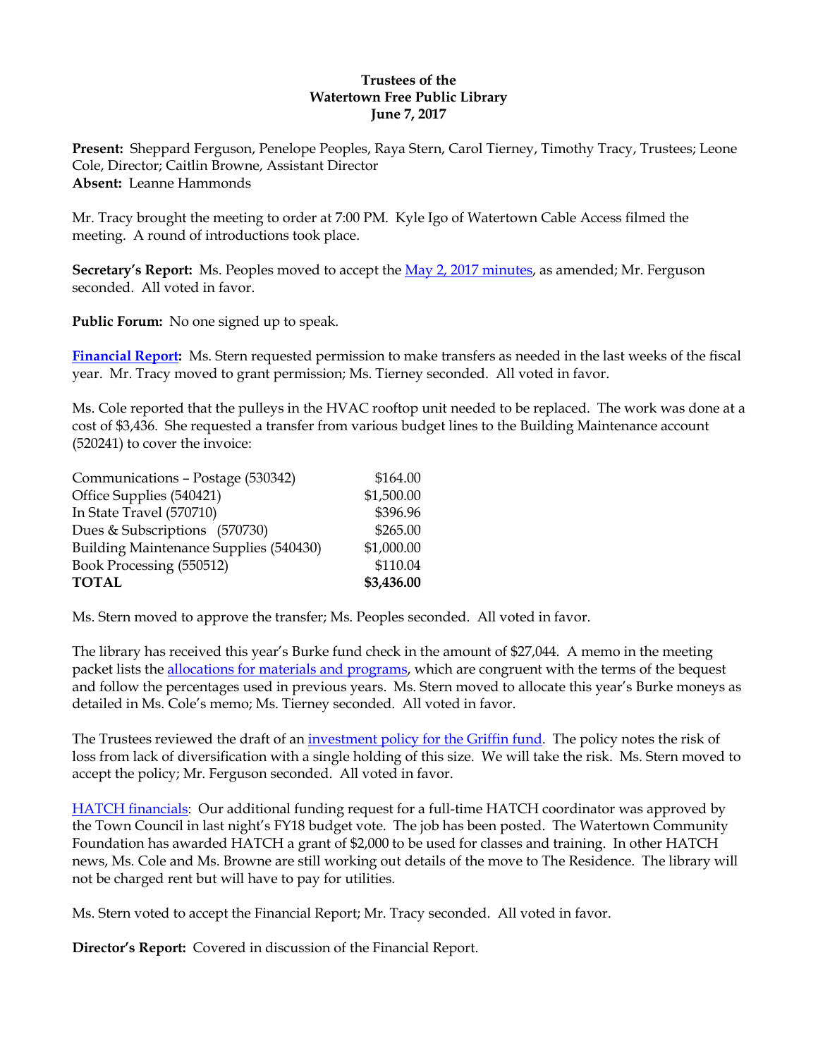**Trustees of the**
**Watertown Free Public Library**
**June 7, 2017**

**Present:** Sheppard Ferguson, Penelope Peoples, Raya Stern, Carol Tierney, Timothy Tracy, Trustees; Leone Cole, Director; Caitlin Browne, Assistant Director
**Absent:** Leanne Hammonds

Mr. Tracy brought the meeting to order at 7:00 PM. Kyle Igo of Watertown Cable Access filmed the meeting. A round of introductions took place.

**Secretary's Report:** Ms. Peoples moved to accept the May 2, 2017 minutes, as amended; Mr. Ferguson seconded. All voted in favor.

**Public Forum:** No one signed up to speak.

**Financial Report:** Ms. Stern requested permission to make transfers as needed in the last weeks of the fiscal year. Mr. Tracy moved to grant permission; Ms. Tierney seconded. All voted in favor.

Ms. Cole reported that the pulleys in the HVAC rooftop unit needed to be replaced. The work was done at a cost of $3,436. She requested a transfer from various budget lines to the Building Maintenance account (520241) to cover the invoice:

| | |
|---|---:|
| Communications – Postage (530342) | $164.00 |
| Office Supplies (540421) | $1,500.00 |
| In State Travel (570710) | $396.96 |
| Dues & Subscriptions (570730) | $265.00 |
| Building Maintenance Supplies (540430) | $1,000.00 |
| Book Processing (550512) | $110.04 |
| **TOTAL** | **$3,436.00** |

Ms. Stern moved to approve the transfer; Ms. Peoples seconded. All voted in favor.

The library has received this year's Burke fund check in the amount of $27,044. A memo in the meeting packet lists the allocations for materials and programs, which are congruent with the terms of the bequest and follow the percentages used in previous years. Ms. Stern moved to allocate this year's Burke moneys as detailed in Ms. Cole's memo; Ms. Tierney seconded. All voted in favor.

The Trustees reviewed the draft of an investment policy for the Griffin fund. The policy notes the risk of loss from lack of diversification with a single holding of this size. We will take the risk. Ms. Stern moved to accept the policy; Mr. Ferguson seconded. All voted in favor.

HATCH financials: Our additional funding request for a full-time HATCH coordinator was approved by the Town Council in last night's FY18 budget vote. The job has been posted. The Watertown Community Foundation has awarded HATCH a grant of $2,000 to be used for classes and training. In other HATCH news, Ms. Cole and Ms. Browne are still working out details of the move to The Residence. The library will not be charged rent but will have to pay for utilities.

Ms. Stern voted to accept the Financial Report; Mr. Tracy seconded. All voted in favor.

**Director's Report:** Covered in discussion of the Financial Report.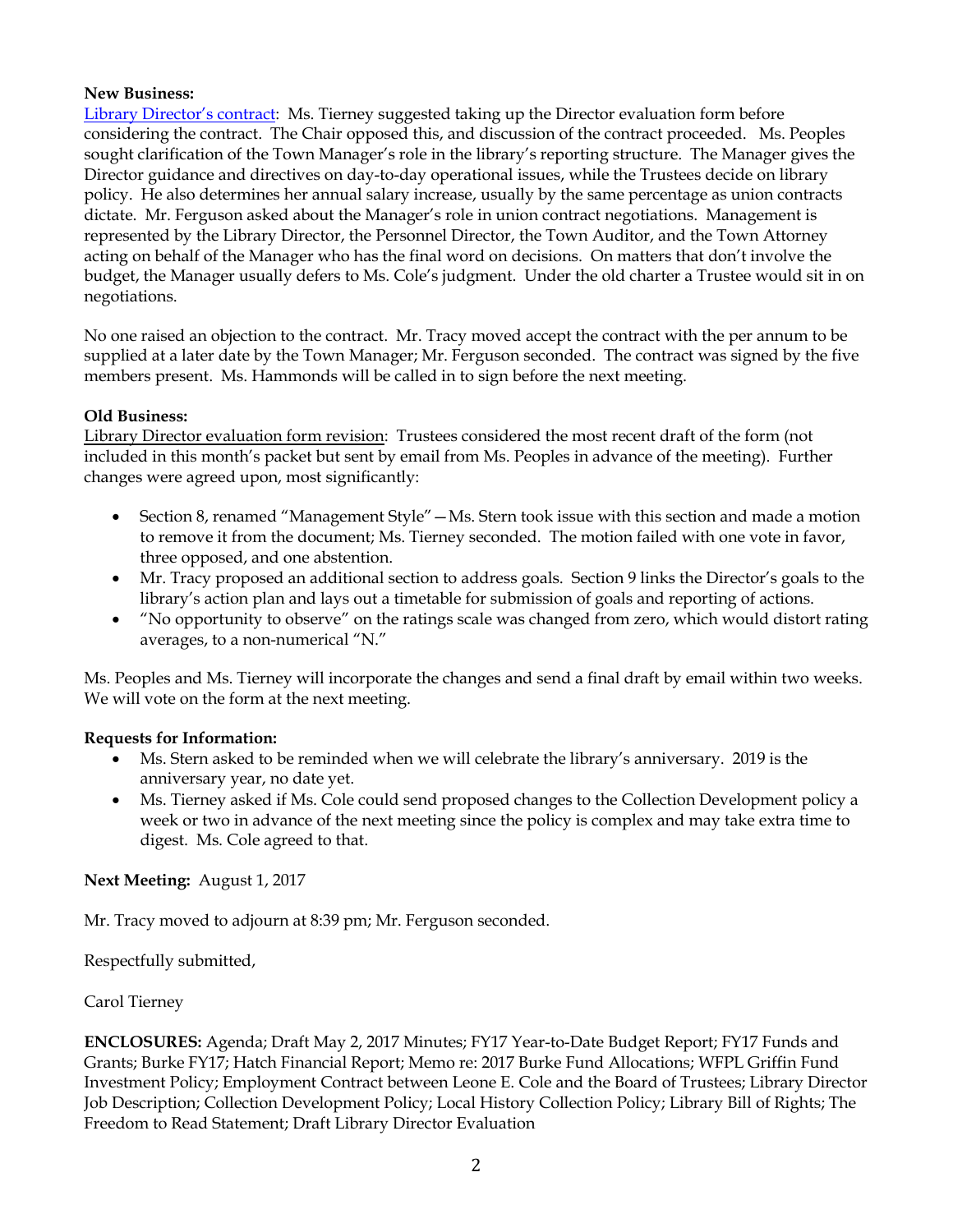**New Business:**

Library Director's contract: Ms. Tierney suggested taking up the Director evaluation form before considering the contract. The Chair opposed this, and discussion of the contract proceeded. Ms. Peoples sought clarification of the Town Manager's role in the library's reporting structure. The Manager gives the Director guidance and directives on day-to-day operational issues, while the Trustees decide on library policy. He also determines her annual salary increase, usually by the same percentage as union contracts dictate. Mr. Ferguson asked about the Manager's role in union contract negotiations. Management is represented by the Library Director, the Personnel Director, the Town Auditor, and the Town Attorney acting on behalf of the Manager who has the final word on decisions. On matters that don't involve the budget, the Manager usually defers to Ms. Cole's judgment. Under the old charter a Trustee would sit in on negotiations.

No one raised an objection to the contract. Mr. Tracy moved accept the contract with the per annum to be supplied at a later date by the Town Manager; Mr. Ferguson seconded. The contract was signed by the five members present. Ms. Hammonds will be called in to sign before the next meeting.

**Old Business:**

Library Director evaluation form revision: Trustees considered the most recent draft of the form (not included in this month's packet but sent by email from Ms. Peoples in advance of the meeting). Further changes were agreed upon, most significantly:

- Section 8, renamed "Management Style"—Ms. Stern took issue with this section and made a motion to remove it from the document; Ms. Tierney seconded. The motion failed with one vote in favor, three opposed, and one abstention.
- Mr. Tracy proposed an additional section to address goals. Section 9 links the Director's goals to the library's action plan and lays out a timetable for submission of goals and reporting of actions.
- "No opportunity to observe" on the ratings scale was changed from zero, which would distort rating averages, to a non-numerical "N."

Ms. Peoples and Ms. Tierney will incorporate the changes and send a final draft by email within two weeks. We will vote on the form at the next meeting.

**Requests for Information:**

- Ms. Stern asked to be reminded when we will celebrate the library's anniversary. 2019 is the anniversary year, no date yet.
- Ms. Tierney asked if Ms. Cole could send proposed changes to the Collection Development policy a week or two in advance of the next meeting since the policy is complex and may take extra time to digest. Ms. Cole agreed to that.

**Next Meeting:** August 1, 2017

Mr. Tracy moved to adjourn at 8:39 pm; Mr. Ferguson seconded.

Respectfully submitted,

Carol Tierney

**ENCLOSURES:** Agenda; Draft May 2, 2017 Minutes; FY17 Year-to-Date Budget Report; FY17 Funds and Grants; Burke FY17; Hatch Financial Report; Memo re: 2017 Burke Fund Allocations; WFPL Griffin Fund Investment Policy; Employment Contract between Leone E. Cole and the Board of Trustees; Library Director Job Description; Collection Development Policy; Local History Collection Policy; Library Bill of Rights; The Freedom to Read Statement; Draft Library Director Evaluation